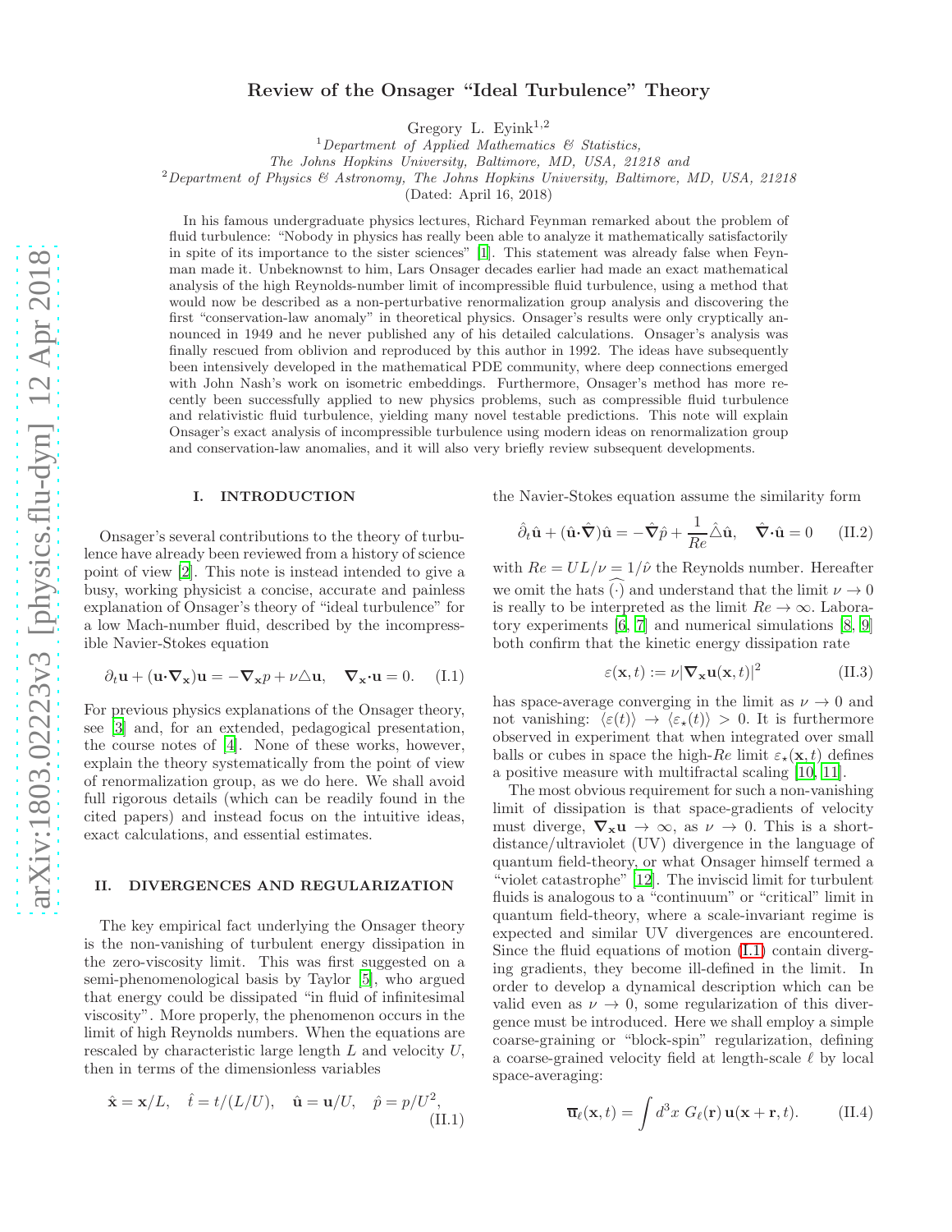# Review of the Onsager "Ideal Turbulence" Theory

Gregory L. Eyink[1,2]

[1] *Department of Applied Mathematics & Statistics, The Johns Hopkins University, Baltimore, MD, USA, 21218 and*
[2] *Department of Physics & Astronomy, The Johns Hopkins University, Baltimore, MD, USA, 21218*

(Dated: April 16, 2018)

In his famous undergraduate physics lectures, Richard Feynman remarked about the problem of fluid turbulence: "Nobody in physics has really been able to analyze it mathematically satisfactorily in spite of its importance to the sister sciences" [1]. This statement was already false when Feynman made it. Unbeknownst to him, Lars Onsager decades earlier had made an exact mathematical analysis of the high Reynolds-number limit of incompressible fluid turbulence, using a method that would now be described as a non-perturbative renormalization group analysis and discovering the first "conservation-law anomaly" in theoretical physics. Onsager's results were only cryptically announced in 1949 and he never published any of his detailed calculations. Onsager's analysis was finally rescued from oblivion and reproduced by this author in 1992. The ideas have subsequently been intensively developed in the mathematical PDE community, where deep connections emerged with John Nash's work on isometric embeddings. Furthermore, Onsager's method has more recently been successfully applied to new physics problems, such as compressible fluid turbulence and relativistic fluid turbulence, yielding many novel testable predictions. This note will explain Onsager's exact analysis of incompressible turbulence using modern ideas on renormalization group and conservation-law anomalies, and it will also very briefly review subsequent developments.

## I. INTRODUCTION

Onsager's several contributions to the theory of turbulence have already been reviewed from a history of science point of view [2]. This note is instead intended to give a busy, working physicist a concise, accurate and painless explanation of Onsager's theory of "ideal turbulence" for a low Mach-number fluid, described by the incompressible Navier-Stokes equation

$$\partial_t \mathbf{u} + (\mathbf{u}\cdot\boldsymbol{\nabla}_\mathbf{x})\mathbf{u} = -\boldsymbol{\nabla}_\mathbf{x} p + \nu \triangle \mathbf{u}, \quad \boldsymbol{\nabla}_\mathbf{x}\cdot\mathbf{u} = 0. \tag{I.1}$$

For previous physics explanations of the Onsager theory, see [3] and, for an extended, pedagogical presentation, the course notes of [4]. None of these works, however, explain the theory systematically from the point of view of renormalization group, as we do here. We shall avoid full rigorous details (which can be readily found in the cited papers) and instead focus on the intuitive ideas, exact calculations, and essential estimates.

## II. DIVERGENCES AND REGULARIZATION

The key empirical fact underlying the Onsager theory is the non-vanishing of turbulent energy dissipation in the zero-viscosity limit. This was first suggested on a semi-phenomenological basis by Taylor [5], who argued that energy could be dissipated "in fluid of infinitesimal viscosity". More properly, the phenomenon occurs in the limit of high Reynolds numbers. When the equations are rescaled by characteristic large length $L$ and velocity $U$, then in terms of the dimensionless variables

$$\hat{\mathbf{x}} = \mathbf{x}/L, \quad \hat{t} = t/(L/U), \quad \hat{\mathbf{u}} = \mathbf{u}/U, \quad \hat{p} = p/U^2, \tag{II.1}$$

the Navier-Stokes equation assume the similarity form

$$\hat{\partial}_t \hat{\mathbf{u}} + (\hat{\mathbf{u}}\cdot\hat{\boldsymbol{\nabla}})\hat{\mathbf{u}} = -\hat{\boldsymbol{\nabla}}\hat{p} + \frac{1}{Re}\hat{\triangle}\hat{\mathbf{u}}, \quad \hat{\boldsymbol{\nabla}}\cdot\hat{\mathbf{u}} = 0 \tag{II.2}$$

with $Re = UL/\nu = 1/\hat{\nu}$ the Reynolds number. Hereafter we omit the hats $\widehat{(\cdot)}$ and understand that the limit $\nu \to 0$ is really to be interpreted as the limit $Re \to \infty$. Laboratory experiments [6, 7] and numerical simulations [8, 9] both confirm that the kinetic energy dissipation rate

$$\varepsilon(\mathbf{x},t) := \nu |\boldsymbol{\nabla}_\mathbf{x}\mathbf{u}(\mathbf{x},t)|^2 \tag{II.3}$$

has space-average converging in the limit as $\nu \to 0$ and not vanishing: $\langle \varepsilon(t)\rangle \to \langle \varepsilon_\star(t)\rangle > 0$. It is furthermore observed in experiment that when integrated over small balls or cubes in space the high-$Re$ limit $\varepsilon_\star(\mathbf{x},t)$ defines a positive measure with multifractal scaling [10, 11].

The most obvious requirement for such a non-vanishing limit of dissipation is that space-gradients of velocity must diverge, $\boldsymbol{\nabla}_\mathbf{x}\mathbf{u} \to \infty$, as $\nu \to 0$. This is a short-distance/ultraviolet (UV) divergence in the language of quantum field-theory, or what Onsager himself termed a "violet catastrophe" [12]. The inviscid limit for turbulent fluids is analogous to a "continuum" or "critical" limit in quantum field-theory, where a scale-invariant regime is expected and similar UV divergences are encountered. Since the fluid equations of motion (I.1) contain diverging gradients, they become ill-defined in the limit. In order to develop a dynamical description which can be valid even as $\nu \to 0$, some regularization of this divergence must be introduced. Here we shall employ a simple coarse-graining or "block-spin" regularization, defining a coarse-grained velocity field at length-scale $\ell$ by local space-averaging:

$$\overline{\mathbf{u}}_\ell(\mathbf{x},t) = \int d^3x \; G_\ell(\mathbf{r})\, \mathbf{u}(\mathbf{x}+\mathbf{r},t). \tag{II.4}$$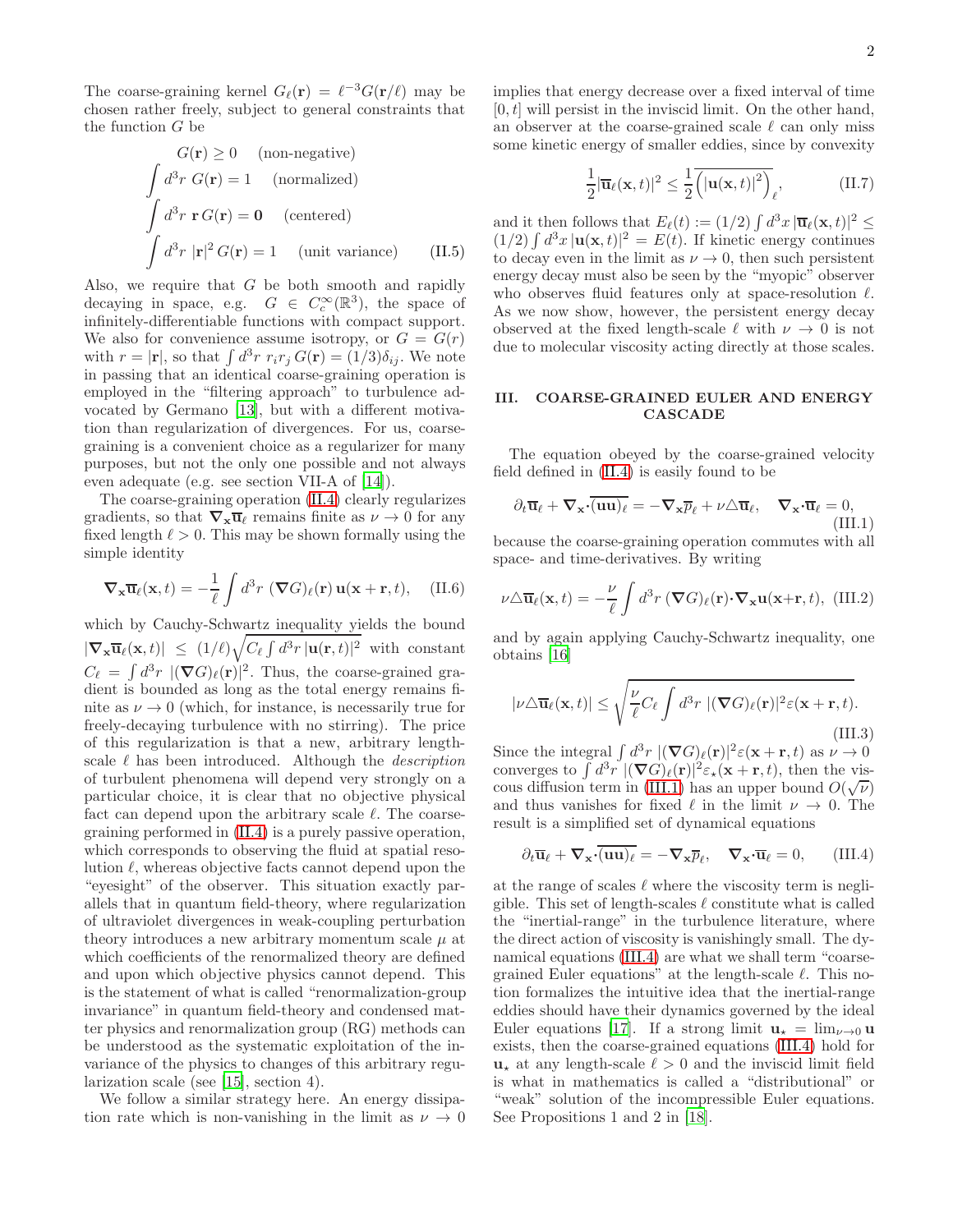The coarse-graining kernel $G_\ell(\mathbf{r}) = \ell^{-3}G(\mathbf{r}/\ell)$ may be chosen rather freely, subject to general constraints that the function $G$ be

$$
\begin{aligned}
G(\mathbf{r}) &\geq 0 \quad \text{(non-negative)}\\
\int d^3r\; G(\mathbf{r}) &= 1 \quad \text{(normalized)}\\
\int d^3r\; \mathbf{r}\, G(\mathbf{r}) &= \mathbf{0} \quad \text{(centered)}\\
\int d^3r\; |\mathbf{r}|^2\, G(\mathbf{r}) &= 1 \quad \text{(unit variance)}
\end{aligned}
\tag{II.5}
$$

Also, we require that $G$ be both smooth and rapidly decaying in space, e.g. $G \in C_c^\infty(\mathbb{R}^3)$, the space of infinitely-differentiable functions with compact support. We also for convenience assume isotropy, or $G = G(r)$ with $r = |\mathbf{r}|$, so that $\int d^3r\; r_i r_j\, G(\mathbf{r}) = (1/3)\delta_{ij}$. We note in passing that an identical coarse-graining operation is employed in the "filtering approach" to turbulence advocated by Germano [13], but with a different motivation than regularization of divergences. For us, coarse-graining is a convenient choice as a regularizer for many purposes, but not the only one possible and not always even adequate (e.g. see section VII-A of [14]).

The coarse-graining operation (II.4) clearly regularizes gradients, so that $\nabla_\mathbf{x}\overline{\mathbf{u}}_\ell$ remains finite as $\nu \to 0$ for any fixed length $\ell > 0$. This may be shown formally using the simple identity

$$
\nabla_\mathbf{x}\overline{\mathbf{u}}_\ell(\mathbf{x},t) = -\frac{1}{\ell}\int d^3r\; (\nabla G)_\ell(\mathbf{r})\, \mathbf{u}(\mathbf{x}+\mathbf{r},t), \tag{II.6}
$$

which by Cauchy-Schwartz inequality yields the bound $|\nabla_\mathbf{x}\overline{\mathbf{u}}_\ell(\mathbf{x},t)| \leq (1/\ell)\sqrt{C_\ell \int d^3r\, |\mathbf{u}(\mathbf{r},t)|^2}$ with constant $C_\ell = \int d^3r\; |(\nabla G)_\ell(\mathbf{r})|^2$. Thus, the coarse-grained gradient is bounded as long as the total energy remains finite as $\nu \to 0$ (which, for instance, is necessarily true for freely-decaying turbulence with no stirring). The price of this regularization is that a new, arbitrary length-scale $\ell$ has been introduced. Although the *description* of turbulent phenomena will depend very strongly on a particular choice, it is clear that no objective physical fact can depend upon the arbitrary scale $\ell$. The coarse-graining performed in (II.4) is a purely passive operation, which corresponds to observing the fluid at spatial resolution $\ell$, whereas objective facts cannot depend upon the "eyesight" of the observer. This situation exactly parallels that in quantum field-theory, where regularization of ultraviolet divergences in weak-coupling perturbation theory introduces a new arbitrary momentum scale $\mu$ at which coefficients of the renormalized theory are defined and upon which objective physics cannot depend. This is the statement of what is called "renormalization-group invariance" in quantum field-theory and condensed matter physics and renormalization group (RG) methods can be understood as the systematic exploitation of the invariance of the physics to changes of this arbitrary regularization scale (see [15], section 4).

We follow a similar strategy here. An energy dissipation rate which is non-vanishing in the limit as $\nu \to 0$ implies that energy decrease over a fixed interval of time $[0,t]$ will persist in the inviscid limit. On the other hand, an observer at the coarse-grained scale $\ell$ can only miss some kinetic energy of smaller eddies, since by convexity

$$
\frac{1}{2}|\overline{\mathbf{u}}_\ell(\mathbf{x},t)|^2 \leq \frac{1}{2}\overline{\left(|\mathbf{u}(\mathbf{x},t)|^2\right)}_\ell, \tag{II.7}
$$

and it then follows that $E_\ell(t) := (1/2)\int d^3x\, |\overline{\mathbf{u}}_\ell(\mathbf{x},t)|^2 \leq (1/2)\int d^3x\, |\mathbf{u}(\mathbf{x},t)|^2 = E(t)$. If kinetic energy continues to decay even in the limit as $\nu \to 0$, then such persistent energy decay must also be seen by the "myopic" observer who observes fluid features only at space-resolution $\ell$. As we now show, however, the persistent energy decay observed at the fixed length-scale $\ell$ with $\nu \to 0$ is not due to molecular viscosity acting directly at those scales.

## III. COARSE-GRAINED EULER AND ENERGY CASCADE

The equation obeyed by the coarse-grained velocity field defined in (II.4) is easily found to be

$$
\partial_t\overline{\mathbf{u}}_\ell + \nabla_\mathbf{x}\cdot\overline{(\mathbf{u}\mathbf{u})}_\ell = -\nabla_\mathbf{x}\overline{p}_\ell + \nu\triangle\overline{\mathbf{u}}_\ell, \quad \nabla_\mathbf{x}\cdot\overline{\mathbf{u}}_\ell = 0, \tag{III.1}
$$

because the coarse-graining operation commutes with all space- and time-derivatives. By writing

$$
\nu\triangle\overline{\mathbf{u}}_\ell(\mathbf{x},t) = -\frac{\nu}{\ell}\int d^3r\; (\nabla G)_\ell(\mathbf{r})\cdot\nabla_\mathbf{x}\mathbf{u}(\mathbf{x}+\mathbf{r},t), \tag{III.2}
$$

and by again applying Cauchy-Schwartz inequality, one obtains [16]

$$
|\nu\triangle\overline{\mathbf{u}}_\ell(\mathbf{x},t)| \leq \sqrt{\frac{\nu}{\ell}C_\ell\int d^3r\; |(\nabla G)_\ell(\mathbf{r})|^2\varepsilon(\mathbf{x}+\mathbf{r},t)}. \tag{III.3}
$$

Since the integral $\int d^3r\; |(\nabla G)_\ell(\mathbf{r})|^2\varepsilon(\mathbf{x}+\mathbf{r},t)$ as $\nu \to 0$ converges to $\int d^3r\; |(\nabla G)_\ell(\mathbf{r})|^2\varepsilon_\star(\mathbf{x}+\mathbf{r},t)$, then the viscous diffusion term in (III.1) has an upper bound $O(\sqrt{\nu})$ and thus vanishes for fixed $\ell$ in the limit $\nu \to 0$. The result is a simplified set of dynamical equations

$$
\partial_t\overline{\mathbf{u}}_\ell + \nabla_\mathbf{x}\cdot\overline{(\mathbf{u}\mathbf{u})}_\ell = -\nabla_\mathbf{x}\overline{p}_\ell, \quad \nabla_\mathbf{x}\cdot\overline{\mathbf{u}}_\ell = 0, \tag{III.4}
$$

at the range of scales $\ell$ where the viscosity term is negligible. This set of length-scales $\ell$ constitute what is called the "inertial-range" in the turbulence literature, where the direct action of viscosity is vanishingly small. The dynamical equations (III.4) are what we shall term "coarse-grained Euler equations" at the length-scale $\ell$. This notion formalizes the intuitive idea that the inertial-range eddies should have their dynamics governed by the ideal Euler equations [17]. If a strong limit $\mathbf{u}_\star = \lim_{\nu\to 0}\mathbf{u}$ exists, then the coarse-grained equations (III.4) hold for $\mathbf{u}_\star$ at any length-scale $\ell > 0$ and the inviscid limit field is what in mathematics is called a "distributional" or "weak" solution of the incompressible Euler equations. See Propositions 1 and 2 in [18].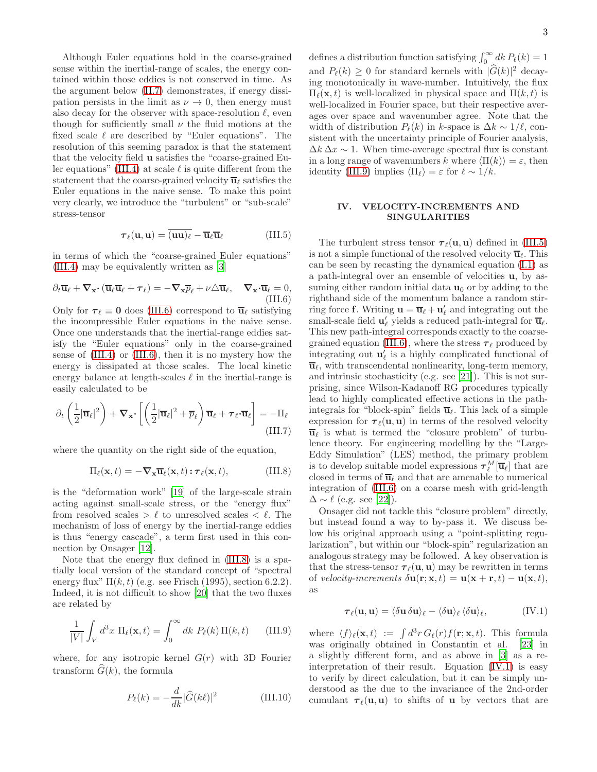Although Euler equations hold in the coarse-grained sense within the inertial-range of scales, the energy contained within those eddies is not conserved in time. As the argument below (III.7) demonstrates, if energy dissipation persists in the limit as $\nu \to 0$, then energy must also decay for the observer with space-resolution $\ell$, even though for sufficiently small $\nu$ the fluid motions at the fixed scale $\ell$ are described by "Euler equations". The resolution of this seeming paradox is that the statement that the velocity field $\mathbf{u}$ satisfies the "coarse-grained Euler equations" (III.4) at scale $\ell$ is quite different from the statement that the coarse-grained velocity $\overline{\mathbf{u}}_\ell$ satisfies the Euler equations in the naive sense. To make this point very clearly, we introduce the "turbulent" or "sub-scale" stress-tensor

$$\boldsymbol{\tau}_\ell(\mathbf{u},\mathbf{u}) = \overline{(\mathbf{u}\mathbf{u})}_\ell - \overline{\mathbf{u}}_\ell\overline{\mathbf{u}}_\ell \tag{III.5}$$

in terms of which the "coarse-grained Euler equations" (III.4) may be equivalently written as [3]

$$\partial_t\overline{\mathbf{u}}_\ell + \boldsymbol{\nabla}_{\mathbf{x}}\boldsymbol{\cdot}(\overline{\mathbf{u}}_\ell\overline{\mathbf{u}}_\ell + \boldsymbol{\tau}_\ell) = -\boldsymbol{\nabla}_{\mathbf{x}}\overline{p}_\ell + \nu\triangle\overline{\mathbf{u}}_\ell, \quad \boldsymbol{\nabla}_{\mathbf{x}}\boldsymbol{\cdot}\overline{\mathbf{u}}_\ell = 0, \tag{III.6}$$

Only for $\boldsymbol{\tau}_\ell \equiv \mathbf{0}$ does (III.6) correspond to $\overline{\mathbf{u}}_\ell$ satisfying the incompressible Euler equations in the naive sense. Once one understands that the inertial-range eddies satisfy the "Euler equations" only in the coarse-grained sense of (III.4) or (III.6), then it is no mystery how the energy is dissipated at those scales. The local kinetic energy balance at length-scales $\ell$ in the inertial-range is easily calculated to be

$$\partial_t\left(\frac{1}{2}|\overline{\mathbf{u}}_\ell|^2\right) + \boldsymbol{\nabla}_{\mathbf{x}}\boldsymbol{\cdot}\left[\left(\frac{1}{2}|\overline{\mathbf{u}}_\ell|^2 + \overline{p}_\ell\right)\overline{\mathbf{u}}_\ell + \boldsymbol{\tau}_\ell\boldsymbol{\cdot}\overline{\mathbf{u}}_\ell\right] = -\Pi_\ell \tag{III.7}$$

where the quantity on the right side of the equation,

$$\Pi_\ell(\mathbf{x},t) = -\boldsymbol{\nabla}_{\mathbf{x}}\overline{\mathbf{u}}_\ell(\mathbf{x},t)\boldsymbol{:}\boldsymbol{\tau}_\ell(\mathbf{x},t), \tag{III.8}$$

is the "deformation work" [19] of the large-scale strain acting against small-scale stress, or the "energy flux" from resolved scales $> \ell$ to unresolved scales $< \ell$. The mechanism of loss of energy by the inertial-range eddies is thus "energy cascade", a term first used in this connection by Onsager [12].

Note that the energy flux defined in (III.8) is a spatially local version of the standard concept of "spectral energy flux" $\Pi(k,t)$ (e.g. see Frisch (1995), section 6.2.2). Indeed, it is not difficult to show [20] that the two fluxes are related by

$$\frac{1}{|V|}\int_V d^3x\;\Pi_\ell(\mathbf{x},t) = \int_0^\infty dk\;P_\ell(k)\,\Pi(k,t) \tag{III.9}$$

where, for any isotropic kernel $G(r)$ with 3D Fourier transform $\widehat{G}(k)$, the formula

$$P_\ell(k) = -\frac{d}{dk}|\widehat{G}(k\ell)|^2 \tag{III.10}$$

defines a distribution function satisfying $\int_0^\infty dk\,P_\ell(k) = 1$ and $P_\ell(k) \geq 0$ for standard kernels with $|\widehat{G}(k)|^2$ decaying monotonically in wave-number. Intuitively, the flux $\Pi_\ell(\mathbf{x},t)$ is well-localized in physical space and $\Pi(k,t)$ is well-localized in Fourier space, but their respective averages over space and wavenumber agree. Note that the width of distribution $P_\ell(k)$ in $k$-space is $\Delta k \sim 1/\ell$, consistent with the uncertainty principle of Fourier analysis, $\Delta k\,\Delta x \sim 1$. When time-average spectral flux is constant in a long range of wavenumbers $k$ where $\langle\Pi(k)\rangle = \varepsilon$, then identity (III.9) implies $\langle\Pi_\ell\rangle = \varepsilon$ for $\ell \sim 1/k$.

## IV. VELOCITY-INCREMENTS AND SINGULARITIES

The turbulent stress tensor $\boldsymbol{\tau}_\ell(\mathbf{u},\mathbf{u})$ defined in (III.5) is not a simple functional of the resolved velocity $\overline{\mathbf{u}}_\ell$. This can be seen by recasting the dynamical equation (I.1) as a path-integral over an ensemble of velocities $\mathbf{u}$, by assuming either random initial data $\mathbf{u}_0$ or by adding to the righthand side of the momentum balance a random stirring force $\mathbf{f}$. Writing $\mathbf{u} = \overline{\mathbf{u}}_\ell + \mathbf{u}'_\ell$ and integrating out the small-scale field $\mathbf{u}'_\ell$ yields a reduced path-integral for $\overline{\mathbf{u}}_\ell$. This new path-integral corresponds exactly to the coarse-grained equation (III.6), where the stress $\boldsymbol{\tau}_\ell$ produced by integrating out $\mathbf{u}'_\ell$ is a highly complicated functional of $\overline{\mathbf{u}}_\ell$, with transcendental nonlinearity, long-term memory, and intrinsic stochasticity (e.g. see [21]). This is not surprising, since Wilson-Kadanoff RG procedures typically lead to highly complicated effective actions in the path-integrals for "block-spin" fields $\overline{\mathbf{u}}_\ell$. This lack of a simple expression for $\boldsymbol{\tau}_\ell(\mathbf{u},\mathbf{u})$ in terms of the resolved velocity $\overline{\mathbf{u}}_\ell$ is what is termed the "closure problem" of turbulence theory. For engineering modelling by the "Large-Eddy Simulation" (LES) method, the primary problem is to develop suitable model expressions $\boldsymbol{\tau}_\ell^M[\overline{\mathbf{u}}_\ell]$ that are closed in terms of $\overline{\mathbf{u}}_\ell$ and that are amenable to numerical integration of (III.6) on a coarse mesh with grid-length $\Delta \sim \ell$ (e.g. see [22]).

Onsager did not tackle this "closure problem" directly, but instead found a way to by-pass it. We discuss below his original approach using a "point-splitting regularization", but within our "block-spin" regularization an analogous strategy may be followed. A key observation is that the stress-tensor $\boldsymbol{\tau}_\ell(\mathbf{u},\mathbf{u})$ may be rewritten in terms of *velocity-increments* $\delta\mathbf{u}(\mathbf{r};\mathbf{x},t) = \mathbf{u}(\mathbf{x}+\mathbf{r},t) - \mathbf{u}(\mathbf{x},t)$, as

$$\boldsymbol{\tau}_\ell(\mathbf{u},\mathbf{u}) = \langle\delta\mathbf{u}\,\delta\mathbf{u}\rangle_\ell - \langle\delta\mathbf{u}\rangle_\ell\,\langle\delta\mathbf{u}\rangle_\ell, \tag{IV.1}$$

where $\langle f\rangle_\ell(\mathbf{x},t) := \int d^3r\,G_\ell(r)f(\mathbf{r};\mathbf{x},t)$. This formula was originally obtained in Constantin et al. [23] in a slightly different form, and as above in [3] as a reinterpretation of their result. Equation (IV.1) is easy to verify by direct calculation, but it can be simply understood as the due to the invariance of the 2nd-order cumulant $\boldsymbol{\tau}_\ell(\mathbf{u},\mathbf{u})$ to shifts of $\mathbf{u}$ by vectors that are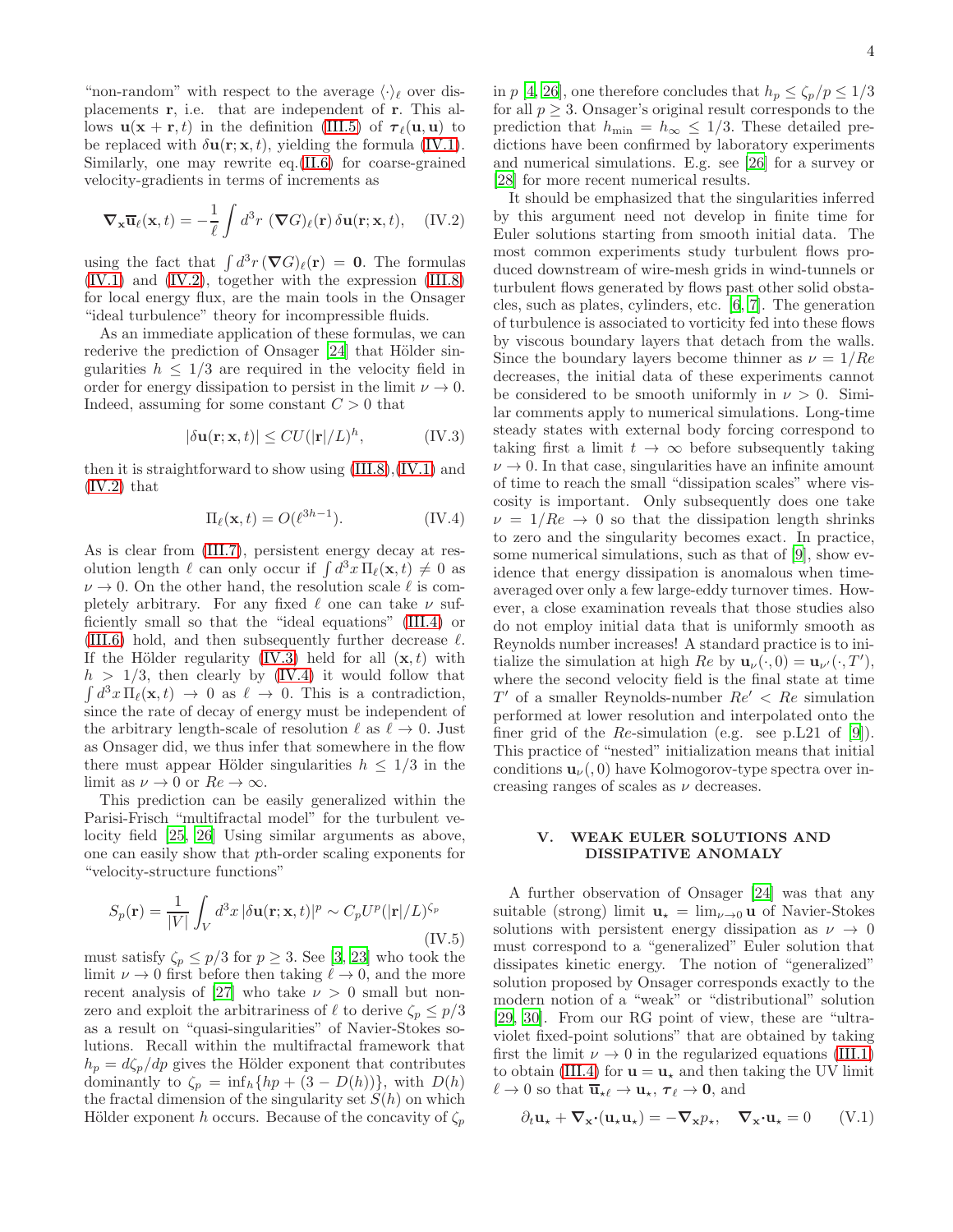"non-random" with respect to the average $\langle\cdot\rangle_\ell$ over displacements $\mathbf{r}$, i.e. that are independent of $\mathbf{r}$. This allows $\mathbf{u}(\mathbf{x}+\mathbf{r},t)$ in the definition (III.5) of $\boldsymbol{\tau}_\ell(\mathbf{u},\mathbf{u})$ to be replaced with $\delta\mathbf{u}(\mathbf{r};\mathbf{x},t)$, yielding the formula (IV.1). Similarly, one may rewrite eq.(II.6) for coarse-grained velocity-gradients in terms of increments as

$$\boldsymbol{\nabla}_{\mathbf{x}}\overline{\mathbf{u}}_\ell(\mathbf{x},t) = -\frac{1}{\ell}\int d^3r\;(\boldsymbol{\nabla}G)_\ell(\mathbf{r})\,\delta\mathbf{u}(\mathbf{r};\mathbf{x},t), \quad \text{(IV.2)}$$

using the fact that $\int d^3r\,(\boldsymbol{\nabla}G)_\ell(\mathbf{r}) = \mathbf{0}$. The formulas (IV.1) and (IV.2), together with the expression (III.8) for local energy flux, are the main tools in the Onsager "ideal turbulence" theory for incompressible fluids.

As an immediate application of these formulas, we can rederive the prediction of Onsager [24] that Hölder singularities $h \leq 1/3$ are required in the velocity field in order for energy dissipation to persist in the limit $\nu \to 0$. Indeed, assuming for some constant $C > 0$ that

$$|\delta\mathbf{u}(\mathbf{r};\mathbf{x},t)| \leq CU(|\mathbf{r}|/L)^h, \quad \text{(IV.3)}$$

then it is straightforward to show using (III.8),(IV.1) and (IV.2) that

$$\Pi_\ell(\mathbf{x},t) = O(\ell^{3h-1}). \quad \text{(IV.4)}$$

As is clear from (III.7), persistent energy decay at resolution length $\ell$ can only occur if $\int d^3x\,\Pi_\ell(\mathbf{x},t) \neq 0$ as $\nu \to 0$. On the other hand, the resolution scale $\ell$ is completely arbitrary. For any fixed $\ell$ one can take $\nu$ sufficiently small so that the "ideal equations" (III.4) or (III.6) hold, and then subsequently further decrease $\ell$. If the Hölder regularity (IV.3) held for all $(\mathbf{x},t)$ with $h > 1/3$, then clearly by (IV.4) it would follow that $\int d^3x\,\Pi_\ell(\mathbf{x},t) \to 0$ as $\ell \to 0$. This is a contradiction, since the rate of decay of energy must be independent of the arbitrary length-scale of resolution $\ell$ as $\ell \to 0$. Just as Onsager did, we thus infer that somewhere in the flow there must appear Hölder singularities $h \leq 1/3$ in the limit as $\nu \to 0$ or $Re \to \infty$.

This prediction can be easily generalized within the Parisi-Frisch "multifractal model" for the turbulent velocity field [25, 26] Using similar arguments as above, one can easily show that $p$th-order scaling exponents for "velocity-structure functions"

$$S_p(\mathbf{r}) = \frac{1}{|V|}\int_V d^3x\,|\delta\mathbf{u}(\mathbf{r};\mathbf{x},t)|^p \sim C_pU^p(|\mathbf{r}|/L)^{\zeta_p} \quad \text{(IV.5)}$$

must satisfy $\zeta_p \leq p/3$ for $p \geq 3$. See [3, 23] who took the limit $\nu \to 0$ first before then taking $\ell \to 0$, and the more recent analysis of [27] who take $\nu > 0$ small but nonzero and exploit the arbitrariness of $\ell$ to derive $\zeta_p \leq p/3$ as a result on "quasi-singularities" of Navier-Stokes solutions. Recall within the multifractal framework that $h_p = d\zeta_p/dp$ gives the Hölder exponent that contributes dominantly to $\zeta_p = \inf_h\{hp + (3 - D(h))\}$, with $D(h)$ the fractal dimension of the singularity set $S(h)$ on which Hölder exponent $h$ occurs. Because of the concavity of $\zeta_p$ in $p$ [4, 26], one therefore concludes that $h_p \leq \zeta_p/p \leq 1/3$ for all $p \geq 3$. Onsager's original result corresponds to the prediction that $h_{\min} = h_\infty \leq 1/3$. These detailed predictions have been confirmed by laboratory experiments and numerical simulations. E.g. see [26] for a survey or [28] for more recent numerical results.

It should be emphasized that the singularities inferred by this argument need not develop in finite time for Euler solutions starting from smooth initial data. The most common experiments study turbulent flows produced downstream of wire-mesh grids in wind-tunnels or turbulent flows generated by flows past other solid obstacles, such as plates, cylinders, etc. [6, 7]. The generation of turbulence is associated to vorticity fed into these flows by viscous boundary layers that detach from the walls. Since the boundary layers become thinner as $\nu = 1/Re$ decreases, the initial data of these experiments cannot be considered to be smooth uniformly in $\nu > 0$. Similar comments apply to numerical simulations. Long-time steady states with external body forcing correspond to taking first a limit $t \to \infty$ before subsequently taking $\nu \to 0$. In that case, singularities have an infinite amount of time to reach the small "dissipation scales" where viscosity is important. Only subsequently does one take $\nu = 1/Re \to 0$ so that the dissipation length shrinks to zero and the singularity becomes exact. In practice, some numerical simulations, such as that of [9], show evidence that energy dissipation is anomalous when time-averaged over only a few large-eddy turnover times. However, a close examination reveals that those studies also do not employ initial data that is uniformly smooth as Reynolds number increases! A standard practice is to initialize the simulation at high $Re$ by $\mathbf{u}_\nu(\cdot,0) = \mathbf{u}_{\nu'}(\cdot,T')$, where the second velocity field is the final state at time $T'$ of a smaller Reynolds-number $Re' < Re$ simulation performed at lower resolution and interpolated onto the finer grid of the $Re$-simulation (e.g. see p.L21 of [9]). This practice of "nested" initialization means that initial conditions $\mathbf{u}_\nu(,0)$ have Kolmogorov-type spectra over increasing ranges of scales as $\nu$ decreases.

## V. WEAK EULER SOLUTIONS AND DISSIPATIVE ANOMALY

A further observation of Onsager [24] was that any suitable (strong) limit $\mathbf{u}_\star = \lim_{\nu\to 0}\mathbf{u}$ of Navier-Stokes solutions with persistent energy dissipation as $\nu \to 0$ must correspond to a "generalized" Euler solution that dissipates kinetic energy. The notion of "generalized" solution proposed by Onsager corresponds exactly to the modern notion of a "weak" or "distributional" solution [29, 30]. From our RG point of view, these are "ultraviolet fixed-point solutions" that are obtained by taking first the limit $\nu \to 0$ in the regularized equations (III.1) to obtain (III.4) for $\mathbf{u} = \mathbf{u}_\star$ and then taking the UV limit $\ell \to 0$ so that $\overline{\mathbf{u}}_{\star\ell} \to \mathbf{u}_\star$, $\boldsymbol{\tau}_\ell \to \mathbf{0}$, and

$$\partial_t\mathbf{u}_\star + \boldsymbol{\nabla}_{\mathbf{x}}\boldsymbol{\cdot}(\mathbf{u}_\star\mathbf{u}_\star) = -\boldsymbol{\nabla}_{\mathbf{x}}p_\star, \quad \boldsymbol{\nabla}_{\mathbf{x}}\boldsymbol{\cdot}\mathbf{u}_\star = 0 \quad \text{(V.1)}$$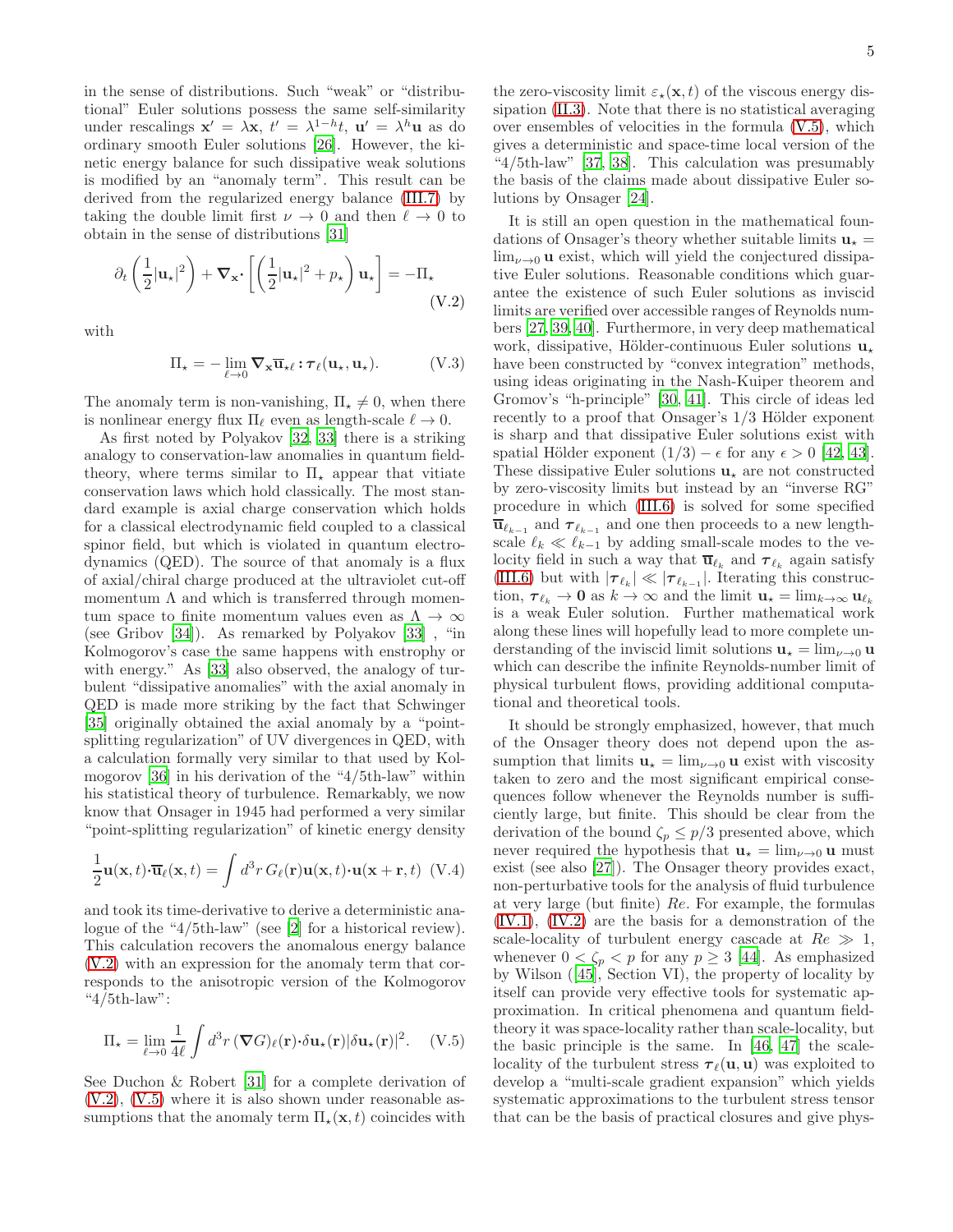in the sense of distributions. Such "weak" or "distributional" Euler solutions possess the same self-similarity under rescalings $\mathbf{x}' = \lambda\mathbf{x}$, $t' = \lambda^{1-h}t$, $\mathbf{u}' = \lambda^h\mathbf{u}$ as do ordinary smooth Euler solutions [26]. However, the kinetic energy balance for such dissipative weak solutions is modified by an "anomaly term". This result can be derived from the regularized energy balance (III.7) by taking the double limit first $\nu \to 0$ and then $\ell \to 0$ to obtain in the sense of distributions [31]

$$\partial_t\left(\frac{1}{2}|\mathbf{u}_\star|^2\right) + \boldsymbol{\nabla}_{\mathbf{x}}\boldsymbol{\cdot}\left[\left(\frac{1}{2}|\mathbf{u}_\star|^2 + p_\star\right)\mathbf{u}_\star\right] = -\Pi_\star \tag{V.2}$$

with

$$\Pi_\star = -\lim_{\ell\to 0}\boldsymbol{\nabla}_{\mathbf{x}}\overline{\mathbf{u}}_{\star\ell}\boldsymbol{:}\boldsymbol{\tau}_\ell(\mathbf{u}_\star,\mathbf{u}_\star). \tag{V.3}$$

The anomaly term is non-vanishing, $\Pi_\star \neq 0$, when there is nonlinear energy flux $\Pi_\ell$ even as length-scale $\ell \to 0$.

As first noted by Polyakov [32, 33] there is a striking analogy to conservation-law anomalies in quantum field-theory, where terms similar to $\Pi_\star$ appear that vitiate conservation laws which hold classically. The most standard example is axial charge conservation which holds for a classical electrodynamic field coupled to a classical spinor field, but which is violated in quantum electrodynamics (QED). The source of that anomaly is a flux of axial/chiral charge produced at the ultraviolet cut-off momentum $\Lambda$ and which is transferred through momentum space to finite momentum values even as $\Lambda \to \infty$ (see Gribov [34]). As remarked by Polyakov [33] , "in Kolmogorov's case the same happens with enstrophy or with energy." As [33] also observed, the analogy of turbulent "dissipative anomalies" with the axial anomaly in QED is made more striking by the fact that Schwinger [35] originally obtained the axial anomaly by a "point-splitting regularization" of UV divergences in QED, with a calculation formally very similar to that used by Kolmogorov [36] in his derivation of the "4/5th-law" within his statistical theory of turbulence. Remarkably, we now know that Onsager in 1945 had performed a very similar "point-splitting regularization" of kinetic energy density

$$\frac{1}{2}\mathbf{u}(\mathbf{x},t)\boldsymbol{\cdot}\overline{\mathbf{u}}_\ell(\mathbf{x},t) = \int d^3r\, G_\ell(\mathbf{r})\mathbf{u}(\mathbf{x},t)\boldsymbol{\cdot}\mathbf{u}(\mathbf{x}+\mathbf{r},t) \tag{V.4}$$

and took its time-derivative to derive a deterministic analogue of the "4/5th-law" (see [2] for a historical review). This calculation recovers the anomalous energy balance (V.2) with an expression for the anomaly term that corresponds to the anisotropic version of the Kolmogorov "4/5th-law":

$$\Pi_\star = \lim_{\ell\to 0}\frac{1}{4\ell}\int d^3r\,(\boldsymbol{\nabla}G)_\ell(\mathbf{r})\boldsymbol{\cdot}\delta\mathbf{u}_\star(\mathbf{r})|\delta\mathbf{u}_\star(\mathbf{r})|^2. \tag{V.5}$$

See Duchon & Robert [31] for a complete derivation of (V.2), (V.5) where it is also shown under reasonable assumptions that the anomaly term $\Pi_\star(\mathbf{x},t)$ coincides with the zero-viscosity limit $\varepsilon_\star(\mathbf{x},t)$ of the viscous energy dissipation (II.3). Note that there is no statistical averaging over ensembles of velocities in the formula (V.5), which gives a deterministic and space-time local version of the "4/5th-law" [37, 38]. This calculation was presumably the basis of the claims made about dissipative Euler solutions by Onsager [24].

It is still an open question in the mathematical foundations of Onsager's theory whether suitable limits $\mathbf{u}_\star = \lim_{\nu\to 0}\mathbf{u}$ exist, which will yield the conjectured dissipative Euler solutions. Reasonable conditions which guarantee the existence of such Euler solutions as inviscid limits are verified over accessible ranges of Reynolds numbers [27, 39, 40]. Furthermore, in very deep mathematical work, dissipative, Hölder-continuous Euler solutions $\mathbf{u}_\star$ have been constructed by "convex integration" methods, using ideas originating in the Nash-Kuiper theorem and Gromov's "h-principle" [30, 41]. This circle of ideas led recently to a proof that Onsager's 1/3 Hölder exponent is sharp and that dissipative Euler solutions exist with spatial Hölder exponent $(1/3) - \epsilon$ for any $\epsilon > 0$ [42, 43]. These dissipative Euler solutions $\mathbf{u}_\star$ are not constructed by zero-viscosity limits but instead by an "inverse RG" procedure in which (III.6) is solved for some specified $\overline{\mathbf{u}}_{\ell_{k-1}}$ and $\boldsymbol{\tau}_{\ell_{k-1}}$ and one then proceeds to a new length-scale $\ell_k \ll \ell_{k-1}$ by adding small-scale modes to the velocity field in such a way that $\overline{\mathbf{u}}_{\ell_k}$ and $\boldsymbol{\tau}_{\ell_k}$ again satisfy (III.6) but with $|\boldsymbol{\tau}_{\ell_k}| \ll |\boldsymbol{\tau}_{\ell_{k-1}}|$. Iterating this construction, $\boldsymbol{\tau}_{\ell_k} \to \mathbf{0}$ as $k \to \infty$ and the limit $\mathbf{u}_\star = \lim_{k\to\infty}\mathbf{u}_{\ell_k}$ is a weak Euler solution. Further mathematical work along these lines will hopefully lead to more complete understanding of the inviscid limit solutions $\mathbf{u}_\star = \lim_{\nu\to 0}\mathbf{u}$ which can describe the infinite Reynolds-number limit of physical turbulent flows, providing additional computational and theoretical tools.

It should be strongly emphasized, however, that much of the Onsager theory does not depend upon the assumption that limits $\mathbf{u}_\star = \lim_{\nu\to 0}\mathbf{u}$ exist with viscosity taken to zero and the most significant empirical consequences follow whenever the Reynolds number is sufficiently large, but finite. This should be clear from the derivation of the bound $\zeta_p \leq p/3$ presented above, which never required the hypothesis that $\mathbf{u}_\star = \lim_{\nu\to 0}\mathbf{u}$ must exist (see also [27]). The Onsager theory provides exact, non-perturbative tools for the analysis of fluid turbulence at very large (but finite) $Re$. For example, the formulas (IV.1), (IV.2) are the basis for a demonstration of the scale-locality of turbulent energy cascade at $Re \gg 1$, whenever $0 < \zeta_p < p$ for any $p \geq 3$ [44]. As emphasized by Wilson ([45], Section VI), the property of locality by itself can provide very effective tools for systematic approximation. In critical phenomena and quantum field-theory it was space-locality rather than scale-locality, but the basic principle is the same. In [46, 47] the scale-locality of the turbulent stress $\boldsymbol{\tau}_\ell(\mathbf{u},\mathbf{u})$ was exploited to develop a "multi-scale gradient expansion" which yields systematic approximations to the turbulent stress tensor that can be the basis of practical closures and give phys-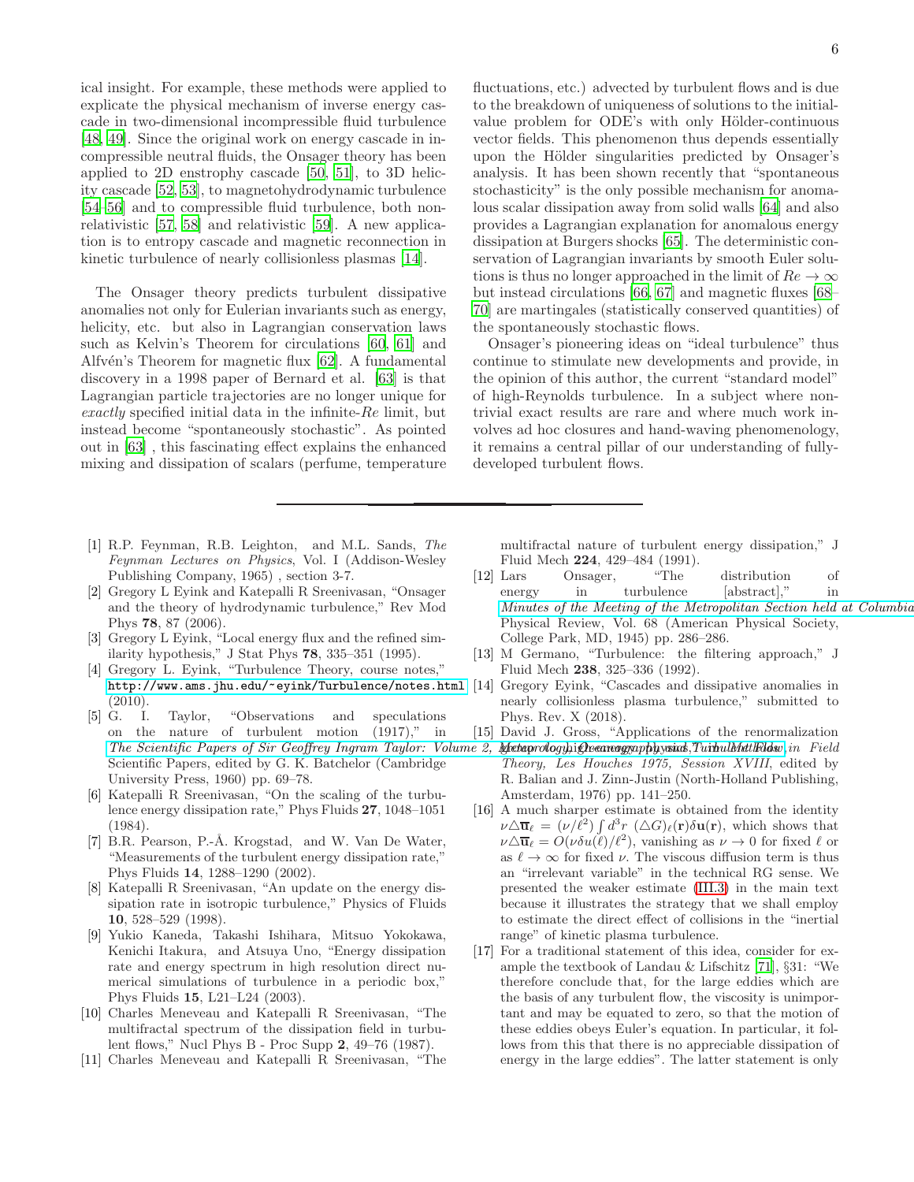ical insight. For example, these methods were applied to explicate the physical mechanism of inverse energy cascade in two-dimensional incompressible fluid turbulence [48, 49]. Since the original work on energy cascade in incompressible neutral fluids, the Onsager theory has been applied to 2D enstrophy cascade [50, 51], to 3D helicity cascade [52, 53], to magnetohydrodynamic turbulence [54–56] and to compressible fluid turbulence, both non-relativistic [57, 58] and relativistic [59]. A new application is to entropy cascade and magnetic reconnection in kinetic turbulence of nearly collisionless plasmas [14].

The Onsager theory predicts turbulent dissipative anomalies not only for Eulerian invariants such as energy, helicity, etc. but also in Lagrangian conservation laws such as Kelvin's Theorem for circulations [60, 61] and Alfvén's Theorem for magnetic flux [62]. A fundamental discovery in a 1998 paper of Bernard et al. [63] is that Lagrangian particle trajectories are no longer unique for *exactly* specified initial data in the infinite-$Re$ limit, but instead become "spontaneously stochastic". As pointed out in [63] , this fascinating effect explains the enhanced mixing and dissipation of scalars (perfume, temperature fluctuations, etc.) advected by turbulent flows and is due to the breakdown of uniqueness of solutions to the initial-value problem for ODE's with only Hölder-continuous vector fields. This phenomenon thus depends essentially upon the Hölder singularities predicted by Onsager's analysis. It has been shown recently that "spontaneous stochasticity" is the only possible mechanism for anomalous scalar dissipation away from solid walls [64] and also provides a Lagrangian explanation for anomalous energy dissipation at Burgers shocks [65]. The deterministic conservation of Lagrangian invariants by smooth Euler solutions is thus no longer approached in the limit of $Re \to \infty$ but instead circulations [66, 67] and magnetic fluxes [68–70] are martingales (statistically conserved quantities) of the spontaneously stochastic flows.

Onsager's pioneering ideas on "ideal turbulence" thus continue to stimulate new developments and provide, in the opinion of this author, the current "standard model" of high-Reynolds turbulence. In a subject where non-trivial exact results are rare and where much work involves ad hoc closures and hand-waving phenomenology, it remains a central pillar of our understanding of fully-developed turbulent flows.

---

[1] R.P. Feynman, R.B. Leighton, and M.L. Sands, *The Feynman Lectures on Physics*, Vol. I (Addison-Wesley Publishing Company, 1965) , section 3-7.

[2] Gregory L Eyink and Katepalli R Sreenivasan, "Onsager and the theory of hydrodynamic turbulence," Rev Mod Phys **78**, 87 (2006).

[3] Gregory L Eyink, "Local energy flux and the refined similarity hypothesis," J Stat Phys **78**, 335–351 (1995).

[4] Gregory L. Eyink, "Turbulence Theory, course notes," http://www.ams.jhu.edu/~eyink/Turbulence/notes.html (2010).

[5] G. I. Taylor, "Observations and speculations on the nature of turbulent motion (1917)," in *The Scientific Papers of Sir Geoffrey Ingram Taylor: Volume 2, Meteorology, Oceanography and Turbulent Flow*, Scientific Papers, edited by G. K. Batchelor (Cambridge University Press, 1960) pp. 69–78.

[6] Katepalli R Sreenivasan, "On the scaling of the turbulence energy dissipation rate," Phys Fluids **27**, 1048–1051 (1984).

[7] B.R. Pearson, P.-Å. Krogstad, and W. Van De Water, "Measurements of the turbulent energy dissipation rate," Phys Fluids **14**, 1288–1290 (2002).

[8] Katepalli R Sreenivasan, "An update on the energy dissipation rate in isotropic turbulence," Physics of Fluids **10**, 528–529 (1998).

[9] Yukio Kaneda, Takashi Ishihara, Mitsuo Yokokawa, Kenichi Itakura, and Atsuya Uno, "Energy dissipation rate and energy spectrum in high resolution direct numerical simulations of turbulence in a periodic box," Phys Fluids **15**, L21–L24 (2003).

[10] Charles Meneveau and Katepalli R Sreenivasan, "The multifractal spectrum of the dissipation field in turbulent flows," Nucl Phys B - Proc Supp **2**, 49–76 (1987).

[11] Charles Meneveau and Katepalli R Sreenivasan, "The multifractal nature of turbulent energy dissipation," J Fluid Mech **224**, 429–484 (1991).

[12] Lars Onsager, "The distribution of energy in turbulence [abstract]," in *Minutes of the Meeting of the Metropolitan Section held at Columbia University*, Physical Review, Vol. 68 (American Physical Society, College Park, MD, 1945) pp. 286–286.

[13] M Germano, "Turbulence: the filtering approach," J Fluid Mech **238**, 325–336 (1992).

[14] Gregory Eyink, "Cascades and dissipative anomalies in nearly collisionless plasma turbulence," submitted to Phys. Rev. X (2018).

[15] David J. Gross, "Applications of the renormalization group to high-energy physics," in *Methods in Field Theory, Les Houches 1975, Session XVIII*, edited by R. Balian and J. Zinn-Justin (North-Holland Publishing, Amsterdam, 1976) pp. 141–250.

[16] A much sharper estimate is obtained from the identity $\nu\triangle\overline{\mathbf{u}}_\ell = (\nu/\ell^2)\int d^3r\ (\triangle G)_\ell(\mathbf{r})\delta\mathbf{u}(\mathbf{r})$, which shows that $\nu\triangle\overline{\mathbf{u}}_\ell = O(\nu\delta u(\ell)/\ell^2)$, vanishing as $\nu \to 0$ for fixed $\ell$ or as $\ell \to \infty$ for fixed $\nu$. The viscous diffusion term is thus an "irrelevant variable" in the technical RG sense. We presented the weaker estimate (III.3) in the main text because it illustrates the strategy that we shall employ to estimate the direct effect of collisions in the "inertial range" of kinetic plasma turbulence.

[17] For a traditional statement of this idea, consider for example the textbook of Landau & Lifschitz [71], §31: "We therefore conclude that, for the large eddies which are the basis of any turbulent flow, the viscosity is unimportant and may be equated to zero, so that the motion of these eddies obeys Euler's equation. In particular, it follows from this that there is no appreciable dissipation of energy in the large eddies". The latter statement is only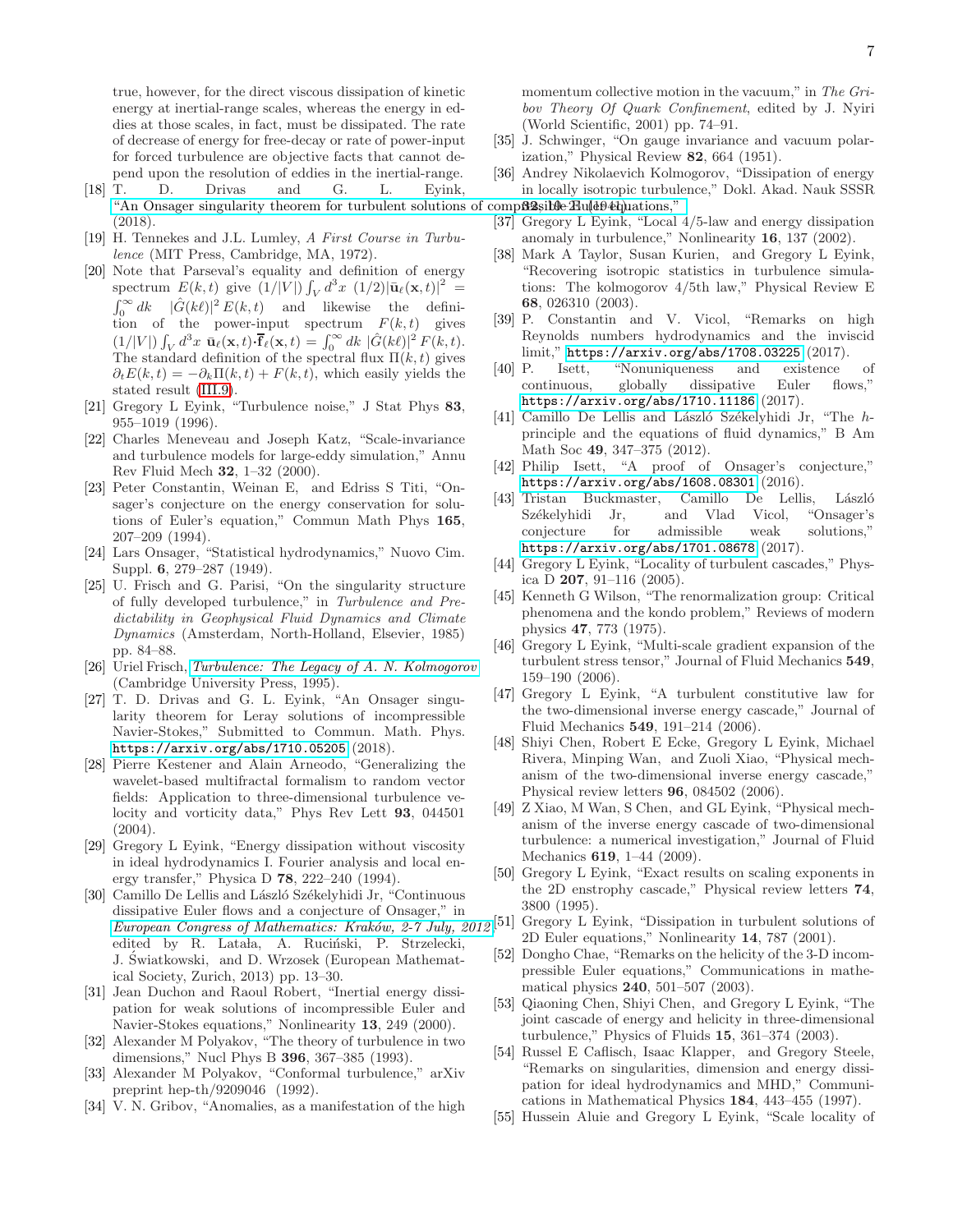true, however, for the direct viscous dissipation of kinetic energy at inertial-range scales, whereas the energy in eddies at those scales, in fact, must be dissipated. The rate of decrease of energy for free-decay or rate of power-input for forced turbulence are objective facts that cannot depend upon the resolution of eddies in the inertial-range.

[18] T. D. Drivas and G. L. Eyink, "An Onsager singularity theorem for turbulent solutions of compressible Euler equations," (2018).

[19] H. Tennekes and J.L. Lumley, *A First Course in Turbulence* (MIT Press, Cambridge, MA, 1972).

[20] Note that Parseval's equality and definition of energy spectrum $E(k,t)$ give $(1/|V|)\int_V d^3x\ (1/2)|\bar{\mathbf{u}}_\ell(\mathbf{x},t)|^2 = \int_0^\infty dk\ \ |\hat{G}(k\ell)|^2\, E(k,t)$ and likewise the definition of the power-input spectrum $F(k,t)$ gives $(1/|V|)\int_V d^3x\ \bar{\mathbf{u}}_\ell(\mathbf{x},t){\cdot}\bar{\mathbf{f}}_\ell(\mathbf{x},t) = \int_0^\infty dk\ |\hat{G}(k\ell)|^2\, F(k,t)$. The standard definition of the spectral flux $\Pi(k,t)$ gives $\partial_t E(k,t) = -\partial_k \Pi(k,t) + F(k,t)$, which easily yields the stated result (III.9).

[21] Gregory L Eyink, "Turbulence noise," J Stat Phys **83**, 955–1019 (1996).

[22] Charles Meneveau and Joseph Katz, "Scale-invariance and turbulence models for large-eddy simulation," Annu Rev Fluid Mech **32**, 1–32 (2000).

[23] Peter Constantin, Weinan E, and Edriss S Titi, "Onsager's conjecture on the energy conservation for solutions of Euler's equation," Commun Math Phys **165**, 207–209 (1994).

[24] Lars Onsager, "Statistical hydrodynamics," Nuovo Cim. Suppl. **6**, 279–287 (1949).

[25] U. Frisch and G. Parisi, "On the singularity structure of fully developed turbulence," in *Turbulence and Predictability in Geophysical Fluid Dynamics and Climate Dynamics* (Amsterdam, North-Holland, Elsevier, 1985) pp. 84–88.

[26] Uriel Frisch, *Turbulence: The Legacy of A. N. Kolmogorov* (Cambridge University Press, 1995).

[27] T. D. Drivas and G. L. Eyink, "An Onsager singularity theorem for Leray solutions of incompressible Navier-Stokes," Submitted to Commun. Math. Phys. https://arxiv.org/abs/1710.05205 (2018).

[28] Pierre Kestener and Alain Arneodo, "Generalizing the wavelet-based multifractal formalism to random vector fields: Application to three-dimensional turbulence velocity and vorticity data," Phys Rev Lett **93**, 044501 (2004).

[29] Gregory L Eyink, "Energy dissipation without viscosity in ideal hydrodynamics I. Fourier analysis and local energy transfer," Physica D **78**, 222–240 (1994).

[30] Camillo De Lellis and László Székelyhidi Jr, "Continuous dissipative Euler flows and a conjecture of Onsager," in *European Congress of Mathematics: Kraków, 2-7 July, 2012*, edited by R. Latała, A. Ruciński, P. Strzelecki, J. Światkowski, and D. Wrzosek (European Mathematical Society, Zurich, 2013) pp. 13–30.

[31] Jean Duchon and Raoul Robert, "Inertial energy dissipation for weak solutions of incompressible Euler and Navier-Stokes equations," Nonlinearity **13**, 249 (2000).

[32] Alexander M Polyakov, "The theory of turbulence in two dimensions," Nucl Phys B **396**, 367–385 (1993).

[33] Alexander M Polyakov, "Conformal turbulence," arXiv preprint hep-th/9209046 (1992).

[34] V. N. Gribov, "Anomalies, as a manifestation of the high momentum collective motion in the vacuum," in *The Gribov Theory Of Quark Confinement*, edited by J. Nyiri (World Scientific, 2001) pp. 74–91.

[35] J. Schwinger, "On gauge invariance and vacuum polarization," Physical Review **82**, 664 (1951).

[36] Andrey Nikolaevich Kolmogorov, "Dissipation of energy in locally isotropic turbulence," Dokl. Akad. Nauk SSSR **32**, 19–21 (1941).

[37] Gregory L Eyink, "Local 4/5-law and energy dissipation anomaly in turbulence," Nonlinearity **16**, 137 (2002).

[38] Mark A Taylor, Susan Kurien, and Gregory L Eyink, "Recovering isotropic statistics in turbulence simulations: The kolmogorov 4/5th law," Physical Review E **68**, 026310 (2003).

[39] P. Constantin and V. Vicol, "Remarks on high Reynolds numbers hydrodynamics and the inviscid limit," https://arxiv.org/abs/1708.03225 (2017).

[40] P. Isett, "Nonuniqueness and existence of continuous, globally dissipative Euler flows," https://arxiv.org/abs/1710.11186 (2017).

[41] Camillo De Lellis and László Székelyhidi Jr, "The $h$-principle and the equations of fluid dynamics," B Am Math Soc **49**, 347–375 (2012).

[42] Philip Isett, "A proof of Onsager's conjecture," https://arxiv.org/abs/1608.08301 (2016).

[43] Tristan Buckmaster, Camillo De Lellis, László Székelyhidi Jr, and Vlad Vicol, "Onsager's conjecture for admissible weak solutions," https://arxiv.org/abs/1701.08678 (2017).

[44] Gregory L Eyink, "Locality of turbulent cascades," Physica D **207**, 91–116 (2005).

[45] Kenneth G Wilson, "The renormalization group: Critical phenomena and the kondo problem," Reviews of modern physics **47**, 773 (1975).

[46] Gregory L Eyink, "Multi-scale gradient expansion of the turbulent stress tensor," Journal of Fluid Mechanics **549**, 159–190 (2006).

[47] Gregory L Eyink, "A turbulent constitutive law for the two-dimensional inverse energy cascade," Journal of Fluid Mechanics **549**, 191–214 (2006).

[48] Shiyi Chen, Robert E Ecke, Gregory L Eyink, Michael Rivera, Minping Wan, and Zuoli Xiao, "Physical mechanism of the two-dimensional inverse energy cascade," Physical review letters **96**, 084502 (2006).

[49] Z Xiao, M Wan, S Chen, and GL Eyink, "Physical mechanism of the inverse energy cascade of two-dimensional turbulence: a numerical investigation," Journal of Fluid Mechanics **619**, 1–44 (2009).

[50] Gregory L Eyink, "Exact results on scaling exponents in the 2D enstrophy cascade," Physical review letters **74**, 3800 (1995).

[51] Gregory L Eyink, "Dissipation in turbulent solutions of 2D Euler equations," Nonlinearity **14**, 787 (2001).

[52] Dongho Chae, "Remarks on the helicity of the 3-D incompressible Euler equations," Communications in mathematical physics **240**, 501–507 (2003).

[53] Qiaoning Chen, Shiyi Chen, and Gregory L Eyink, "The joint cascade of energy and helicity in three-dimensional turbulence," Physics of Fluids **15**, 361–374 (2003).

[54] Russel E Caflisch, Isaac Klapper, and Gregory Steele, "Remarks on singularities, dimension and energy dissipation for ideal hydrodynamics and MHD," Communications in Mathematical Physics **184**, 443–455 (1997).

[55] Hussein Aluie and Gregory L Eyink, "Scale locality of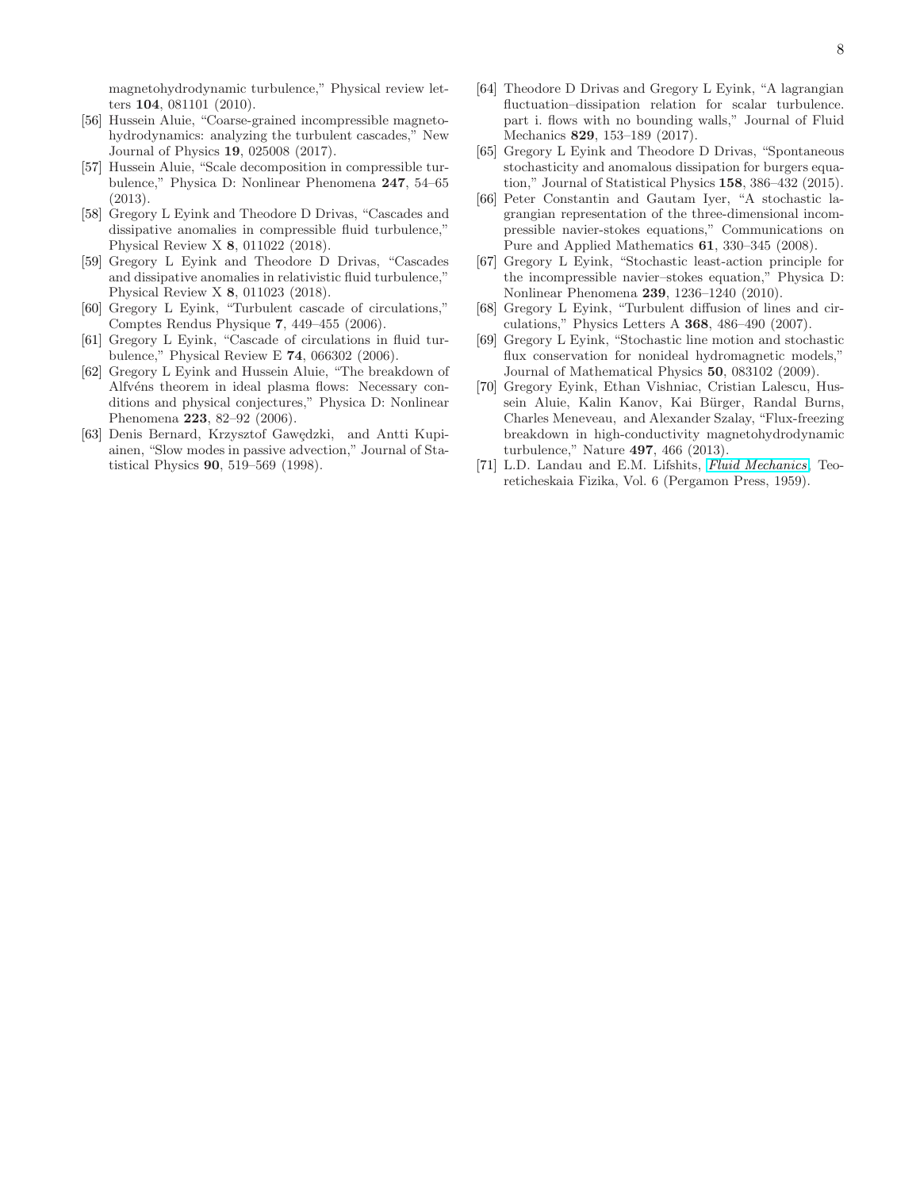magnetohydrodynamic turbulence," Physical review letters **104**, 081101 (2010).

[56] Hussein Aluie, "Coarse-grained incompressible magnetohydrodynamics: analyzing the turbulent cascades," New Journal of Physics **19**, 025008 (2017).

[57] Hussein Aluie, "Scale decomposition in compressible turbulence," Physica D: Nonlinear Phenomena **247**, 54–65 (2013).

[58] Gregory L Eyink and Theodore D Drivas, "Cascades and dissipative anomalies in compressible fluid turbulence," Physical Review X **8**, 011022 (2018).

[59] Gregory L Eyink and Theodore D Drivas, "Cascades and dissipative anomalies in relativistic fluid turbulence," Physical Review X **8**, 011023 (2018).

[60] Gregory L Eyink, "Turbulent cascade of circulations," Comptes Rendus Physique **7**, 449–455 (2006).

[61] Gregory L Eyink, "Cascade of circulations in fluid turbulence," Physical Review E **74**, 066302 (2006).

[62] Gregory L Eyink and Hussein Aluie, "The breakdown of Alfvéns theorem in ideal plasma flows: Necessary conditions and physical conjectures," Physica D: Nonlinear Phenomena **223**, 82–92 (2006).

[63] Denis Bernard, Krzysztof Gawędzki, and Antti Kupiainen, "Slow modes in passive advection," Journal of Statistical Physics **90**, 519–569 (1998).

[64] Theodore D Drivas and Gregory L Eyink, "A lagrangian fluctuation–dissipation relation for scalar turbulence. part i. flows with no bounding walls," Journal of Fluid Mechanics **829**, 153–189 (2017).

[65] Gregory L Eyink and Theodore D Drivas, "Spontaneous stochasticity and anomalous dissipation for burgers equation," Journal of Statistical Physics **158**, 386–432 (2015).

[66] Peter Constantin and Gautam Iyer, "A stochastic lagrangian representation of the three-dimensional incompressible navier-stokes equations," Communications on Pure and Applied Mathematics **61**, 330–345 (2008).

[67] Gregory L Eyink, "Stochastic least-action principle for the incompressible navier–stokes equation," Physica D: Nonlinear Phenomena **239**, 1236–1240 (2010).

[68] Gregory L Eyink, "Turbulent diffusion of lines and circulations," Physics Letters A **368**, 486–490 (2007).

[69] Gregory L Eyink, "Stochastic line motion and stochastic flux conservation for nonideal hydromagnetic models," Journal of Mathematical Physics **50**, 083102 (2009).

[70] Gregory Eyink, Ethan Vishniac, Cristian Lalescu, Hussein Aluie, Kalin Kanov, Kai Bürger, Randal Burns, Charles Meneveau, and Alexander Szalay, "Flux-freezing breakdown in high-conductivity magnetohydrodynamic turbulence," Nature **497**, 466 (2013).

[71] L.D. Landau and E.M. Lifshits, *Fluid Mechanics*, Teoreticheskaia Fizika, Vol. 6 (Pergamon Press, 1959).